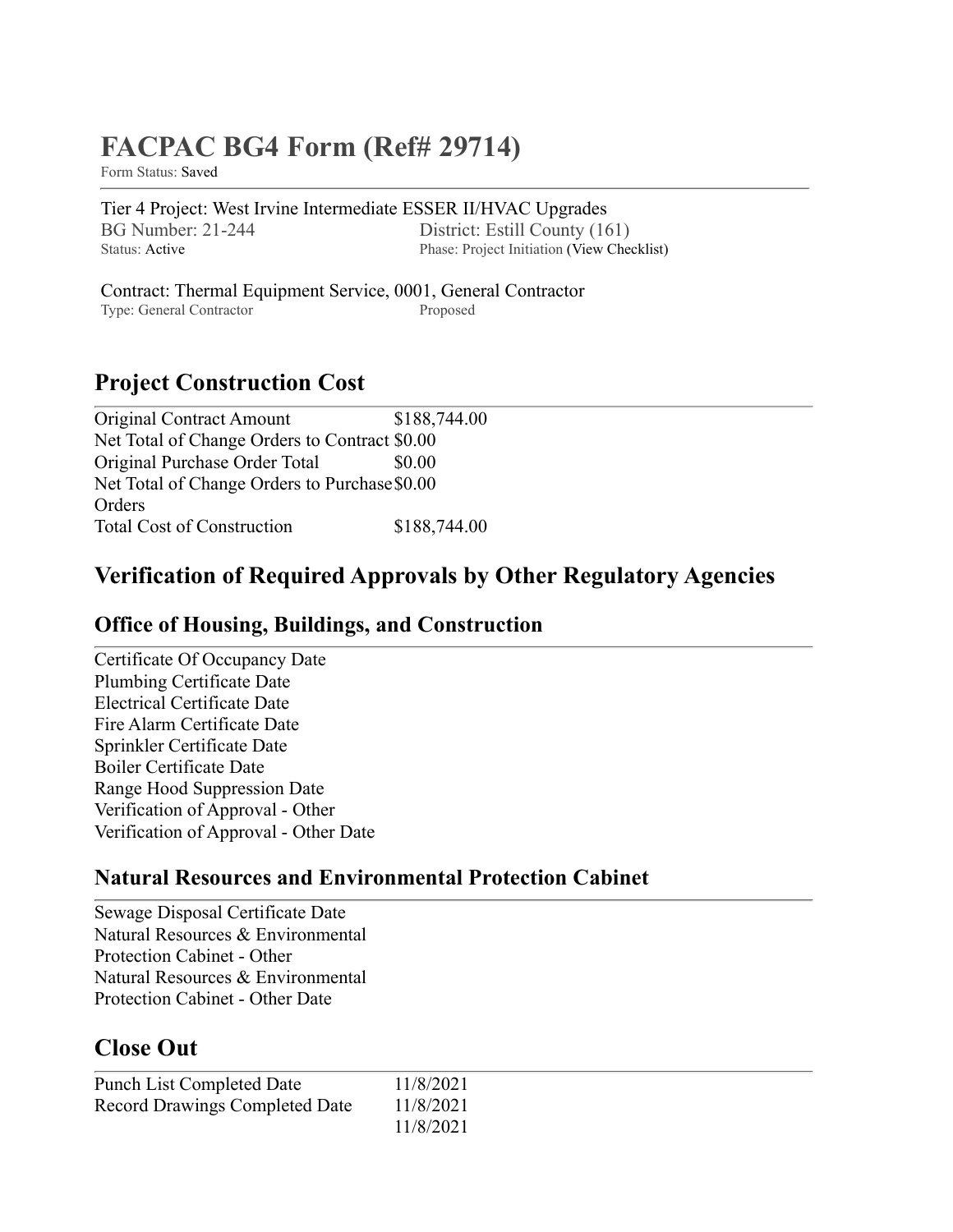# FACPAC BG4 Form (Ref# 29714)

Form Status: Saved

Tier 4 Project: West Irvine Intermediate ESSER II/HVAC Upgrades

| | |
|---|---|
| BG Number: 21-244 | District: Estill County (161) |
| Status: Active | Phase: Project Initiation (View Checklist) |

Contract: Thermal Equipment Service, 0001, General Contractor

| | |
|---|---|
| Type: General Contractor | Proposed |

## Project Construction Cost

| | |
|---|---|
| Original Contract Amount | $188,744.00 |
| Net Total of Change Orders to Contract | $0.00 |
| Original Purchase Order Total | $0.00 |
| Net Total of Change Orders to Purchase Orders | $0.00 |
| Total Cost of Construction | $188,744.00 |

## Verification of Required Approvals by Other Regulatory Agencies

### Office of Housing, Buildings, and Construction

| | |
|---|---|
| Certificate Of Occupancy Date | |
| Plumbing Certificate Date | |
| Electrical Certificate Date | |
| Fire Alarm Certificate Date | |
| Sprinkler Certificate Date | |
| Boiler Certificate Date | |
| Range Hood Suppression Date | |
| Verification of Approval - Other | |
| Verification of Approval - Other Date | |

### Natural Resources and Environmental Protection Cabinet

| | |
|---|---|
| Sewage Disposal Certificate Date | |
| Natural Resources & Environmental Protection Cabinet - Other | |
| Natural Resources & Environmental Protection Cabinet - Other Date | |

## Close Out

| | |
|---|---|
| Punch List Completed Date | 11/8/2021 |
| Record Drawings Completed Date | 11/8/2021 |
| | 11/8/2021 |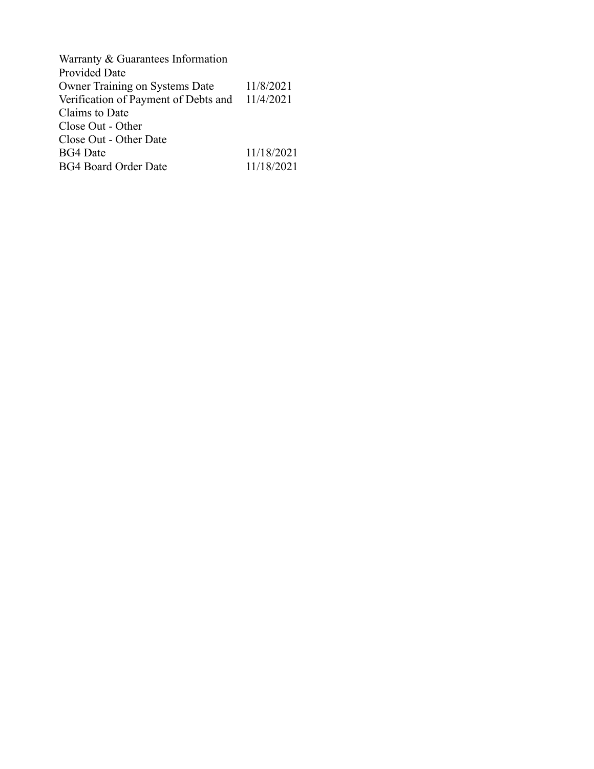| | |
|---|---|
| Warranty & Guarantees Information Provided Date | |
| Owner Training on Systems Date | 11/8/2021 |
| Verification of Payment of Debts and Claims to Date | 11/4/2021 |
| Close Out - Other | |
| Close Out - Other Date | |
| BG4 Date | 11/18/2021 |
| BG4 Board Order Date | 11/18/2021 |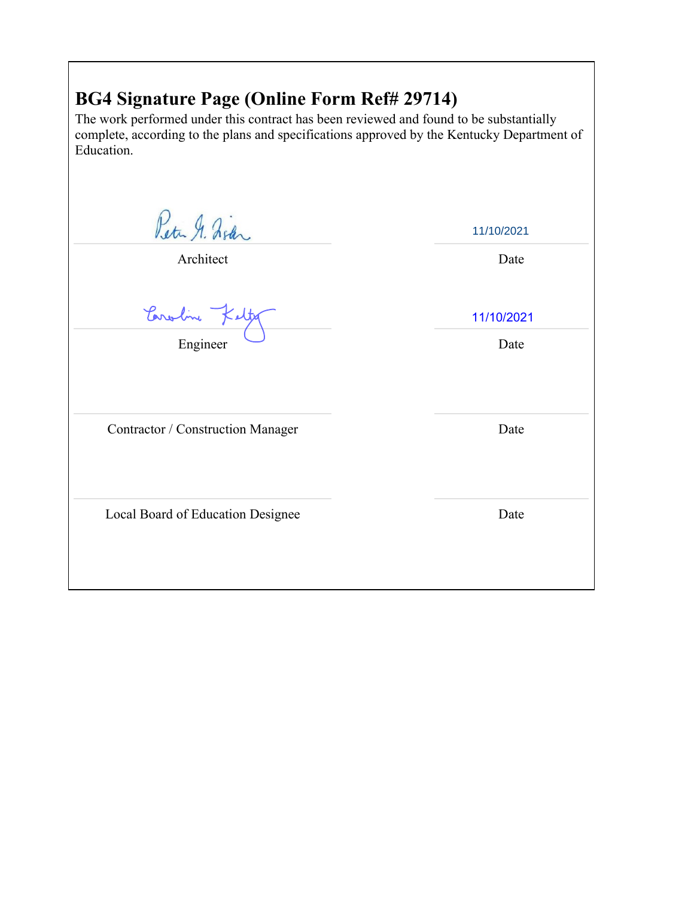# BG4 Signature Page (Online Form Ref# 29714)

The work performed under this contract has been reviewed and found to be substantially complete, according to the plans and specifications approved by the Kentucky Department of Education.

| | |
|---|---|
| Peter G. Fisher | 11/10/2021 |
| Architect | Date |
| Caroline Kelty | 11/10/2021 |
| Engineer | Date |
| | |
| Contractor / Construction Manager | Date |
| | |
| Local Board of Education Designee | Date |